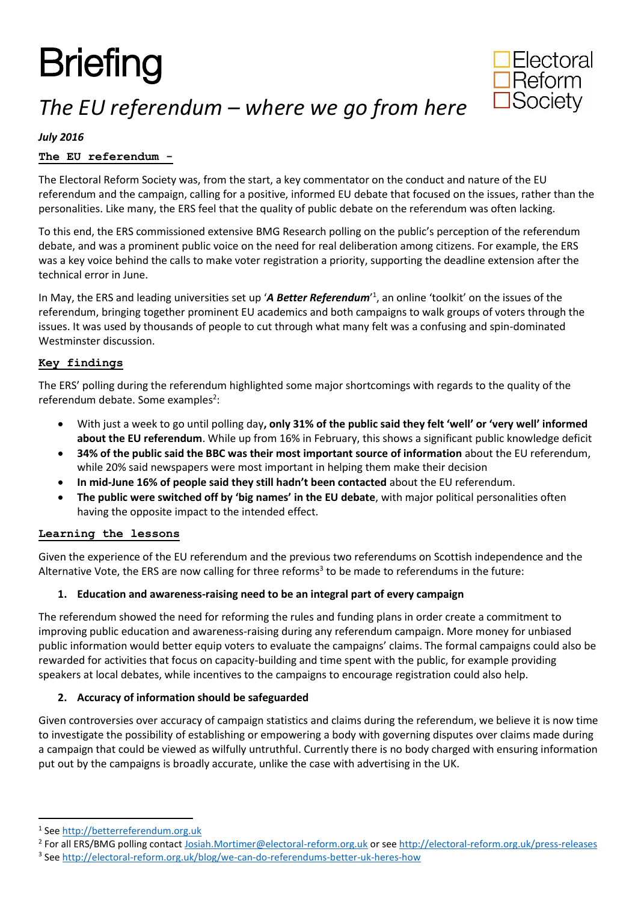# Briefing

Electoral Reform Society

## *The EU referendum – where we go from here*

***July 2016***

### The EU referendum -

The Electoral Reform Society was, from the start, a key commentator on the conduct and nature of the EU referendum and the campaign, calling for a positive, informed EU debate that focused on the issues, rather than the personalities. Like many, the ERS feel that the quality of public debate on the referendum was often lacking.

To this end, the ERS commissioned extensive BMG Research polling on the public's perception of the referendum debate, and was a prominent public voice on the need for real deliberation among citizens. For example, the ERS was a key voice behind the calls to make voter registration a priority, supporting the deadline extension after the technical error in June.

In May, the ERS and leading universities set up '***A Better Referendum***'[1], an online 'toolkit' on the issues of the referendum, bringing together prominent EU academics and both campaigns to walk groups of voters through the issues. It was used by thousands of people to cut through what many felt was a confusing and spin-dominated Westminster discussion.

### Key findings

The ERS' polling during the referendum highlighted some major shortcomings with regards to the quality of the referendum debate. Some examples[2]:

- With just a week to go until polling day**, only 31% of the public said they felt 'well' or 'very well' informed about the EU referendum**. While up from 16% in February, this shows a significant public knowledge deficit
- **34% of the public said the BBC was their most important source of information** about the EU referendum, while 20% said newspapers were most important in helping them make their decision
- **In mid-June 16% of people said they still hadn't been contacted** about the EU referendum.
- **The public were switched off by 'big names' in the EU debate**, with major political personalities often having the opposite impact to the intended effect.

### Learning the lessons

Given the experience of the EU referendum and the previous two referendums on Scottish independence and the Alternative Vote, the ERS are now calling for three reforms[3] to be made to referendums in the future:

1. **Education and awareness-raising need to be an integral part of every campaign**

The referendum showed the need for reforming the rules and funding plans in order create a commitment to improving public education and awareness-raising during any referendum campaign. More money for unbiased public information would better equip voters to evaluate the campaigns' claims. The formal campaigns could also be rewarded for activities that focus on capacity-building and time spent with the public, for example providing speakers at local debates, while incentives to the campaigns to encourage registration could also help.

2. **Accuracy of information should be safeguarded**

Given controversies over accuracy of campaign statistics and claims during the referendum, we believe it is now time to investigate the possibility of establishing or empowering a body with governing disputes over claims made during a campaign that could be viewed as wilfully untruthful. Currently there is no body charged with ensuring information put out by the campaigns is broadly accurate, unlike the case with advertising in the UK.

---

[1] See http://betterreferendum.org.uk

[2] For all ERS/BMG polling contact Josiah.Mortimer@electoral-reform.org.uk or see http://electoral-reform.org.uk/press-releases

[3] See http://electoral-reform.org.uk/blog/we-can-do-referendums-better-uk-heres-how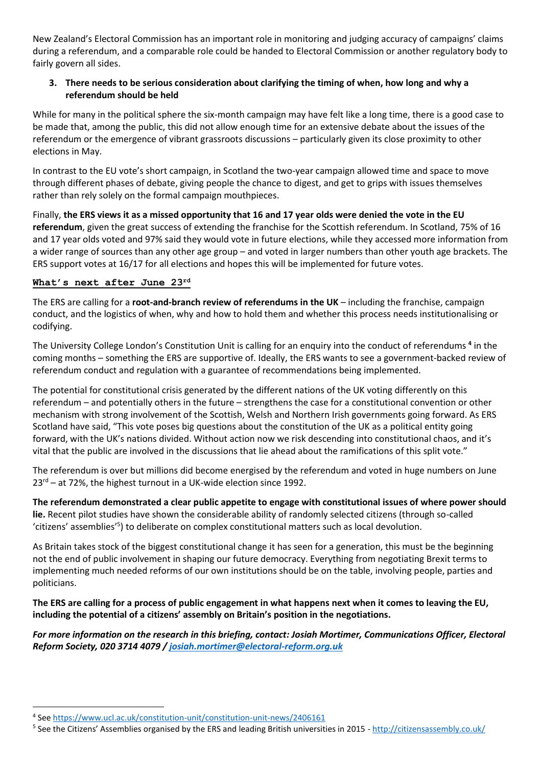New Zealand's Electoral Commission has an important role in monitoring and judging accuracy of campaigns' claims during a referendum, and a comparable role could be handed to Electoral Commission or another regulatory body to fairly govern all sides.

3. **There needs to be serious consideration about clarifying the timing of when, how long and why a referendum should be held**

While for many in the political sphere the six-month campaign may have felt like a long time, there is a good case to be made that, among the public, this did not allow enough time for an extensive debate about the issues of the referendum or the emergence of vibrant grassroots discussions – particularly given its close proximity to other elections in May.

In contrast to the EU vote's short campaign, in Scotland the two-year campaign allowed time and space to move through different phases of debate, giving people the chance to digest, and get to grips with issues themselves rather than rely solely on the formal campaign mouthpieces.

Finally, **the ERS views it as a missed opportunity that 16 and 17 year olds were denied the vote in the EU referendum**, given the great success of extending the franchise for the Scottish referendum. In Scotland, 75% of 16 and 17 year olds voted and 97% said they would vote in future elections, while they accessed more information from a wider range of sources than any other age group – and voted in larger numbers than other youth age brackets. The ERS support votes at 16/17 for all elections and hopes this will be implemented for future votes.

## What's next after June 23rd

The ERS are calling for a **root-and-branch review of referendums in the UK** – including the franchise, campaign conduct, and the logistics of when, why and how to hold them and whether this process needs institutionalising or codifying.

The University College London's Constitution Unit is calling for an enquiry into the conduct of referendums [4] in the coming months – something the ERS are supportive of. Ideally, the ERS wants to see a government-backed review of referendum conduct and regulation with a guarantee of recommendations being implemented.

The potential for constitutional crisis generated by the different nations of the UK voting differently on this referendum – and potentially others in the future – strengthens the case for a constitutional convention or other mechanism with strong involvement of the Scottish, Welsh and Northern Irish governments going forward. As ERS Scotland have said, "This vote poses big questions about the constitution of the UK as a political entity going forward, with the UK's nations divided. Without action now we risk descending into constitutional chaos, and it's vital that the public are involved in the discussions that lie ahead about the ramifications of this split vote."

The referendum is over but millions did become energised by the referendum and voted in huge numbers on June 23rd – at 72%, the highest turnout in a UK-wide election since 1992.

**The referendum demonstrated a clear public appetite to engage with constitutional issues of where power should lie.** Recent pilot studies have shown the considerable ability of randomly selected citizens (through so-called 'citizens' assemblies'[5]) to deliberate on complex constitutional matters such as local devolution.

As Britain takes stock of the biggest constitutional change it has seen for a generation, this must be the beginning not the end of public involvement in shaping our future democracy. Everything from negotiating Brexit terms to implementing much needed reforms of our own institutions should be on the table, involving people, parties and politicians.

**The ERS are calling for a process of public engagement in what happens next when it comes to leaving the EU, including the potential of a citizens' assembly on Britain's position in the negotiations.**

***For more information on the research in this briefing, contact: Josiah Mortimer, Communications Officer, Electoral Reform Society, 020 3714 4079 / josiah.mortimer@electoral-reform.org.uk***

[4] See https://www.ucl.ac.uk/constitution-unit/constitution-unit-news/2406161

[5] See the Citizens' Assemblies organised by the ERS and leading British universities in 2015 - http://citizensassembly.co.uk/